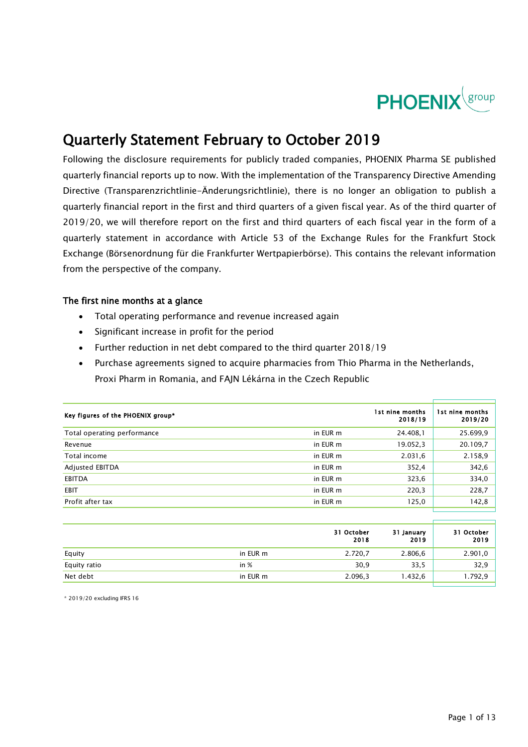PHOENIX group

# Quarterly Statement February to October 2019

Following the disclosure requirements for publicly traded companies, PHOENIX Pharma SE published quarterly financial reports up to now. With the implementation of the Transparency Directive Amending Directive (Transparenzrichtlinie-Änderungsrichtlinie), there is no longer an obligation to publish a quarterly financial report in the first and third quarters of a given fiscal year. As of the third quarter of 2019/20, we will therefore report on the first and third quarters of each fiscal year in the form of a quarterly statement in accordance with Article 53 of the Exchange Rules for the Frankfurt Stock Exchange (Börsenordnung für die Frankfurter Wertpapierbörse). This contains the relevant information from the perspective of the company.

## The first nine months at a glance

- Total operating performance and revenue increased again
- Significant increase in profit for the period
- Further reduction in net debt compared to the third quarter 2018/19
- Purchase agreements signed to acquire pharmacies from Thio Pharma in the Netherlands, Proxi Pharm in Romania, and FAJN Lékárna in the Czech Republic

| Key figures of the PHOENIX group* | | 1st nine months 2018/19 | 1st nine months 2019/20 |
|---|---|---|---|
| Total operating performance | in EUR m | 24.408,1 | 25.699,9 |
| Revenue | in EUR m | 19.052,3 | 20.109,7 |
| Total income | in EUR m | 2.031,6 | 2.158,9 |
| Adjusted EBITDA | in EUR m | 352,4 | 342,6 |
| EBITDA | in EUR m | 323,6 | 334,0 |
| EBIT | in EUR m | 220,3 | 228,7 |
| Profit after tax | in EUR m | 125,0 | 142,8 |

| | | 31 October 2018 | 31 January 2019 | 31 October 2019 |
|---|---|---|---|---|
| Equity | in EUR m | 2.720,7 | 2.806,6 | 2.901,0 |
| Equity ratio | in % | 30,9 | 33,5 | 32,9 |
| Net debt | in EUR m | 2.096,3 | 1.432,6 | 1.792,9 |

\* 2019/20 excluding IFRS 16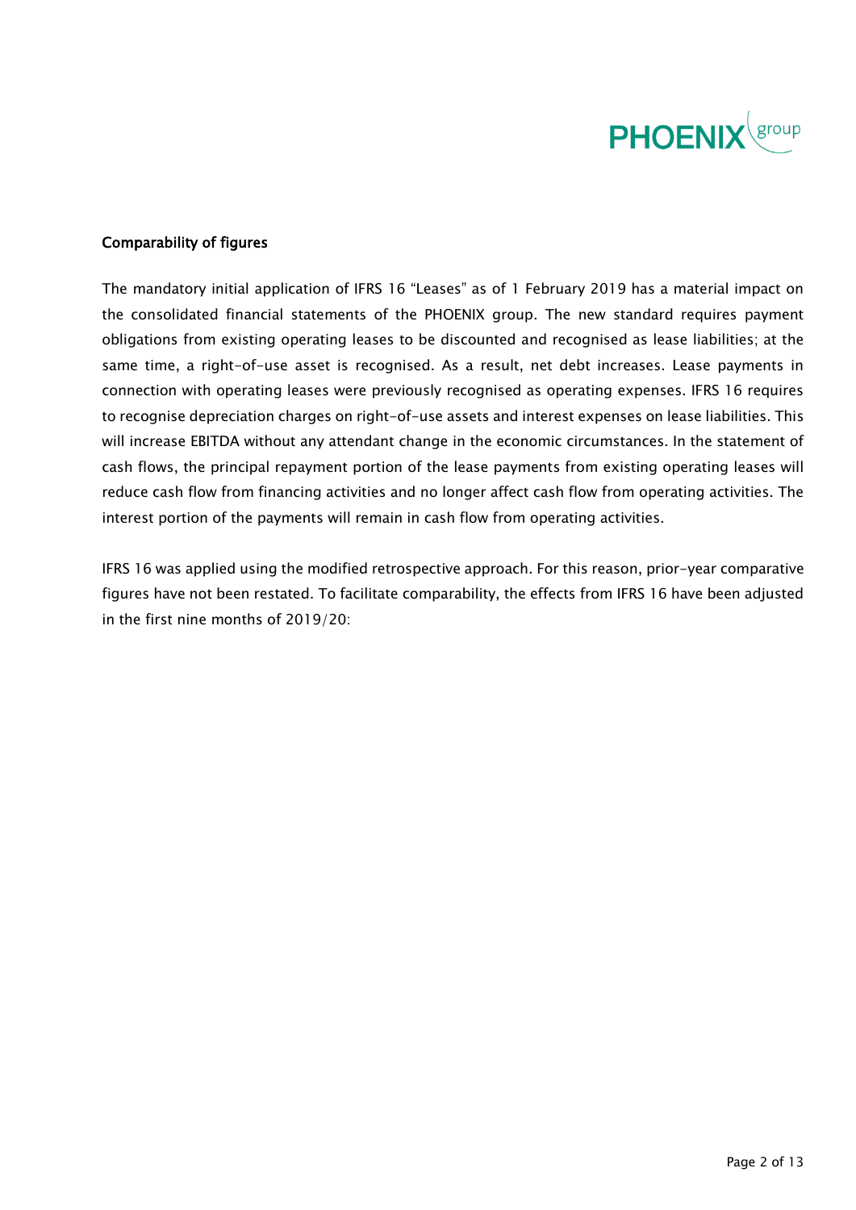## Comparability of figures

The mandatory initial application of IFRS 16 "Leases" as of 1 February 2019 has a material impact on the consolidated financial statements of the PHOENIX group. The new standard requires payment obligations from existing operating leases to be discounted and recognised as lease liabilities; at the same time, a right-of-use asset is recognised. As a result, net debt increases. Lease payments in connection with operating leases were previously recognised as operating expenses. IFRS 16 requires to recognise depreciation charges on right-of-use assets and interest expenses on lease liabilities. This will increase EBITDA without any attendant change in the economic circumstances. In the statement of cash flows, the principal repayment portion of the lease payments from existing operating leases will reduce cash flow from financing activities and no longer affect cash flow from operating activities. The interest portion of the payments will remain in cash flow from operating activities.

IFRS 16 was applied using the modified retrospective approach. For this reason, prior-year comparative figures have not been restated. To facilitate comparability, the effects from IFRS 16 have been adjusted in the first nine months of 2019/20: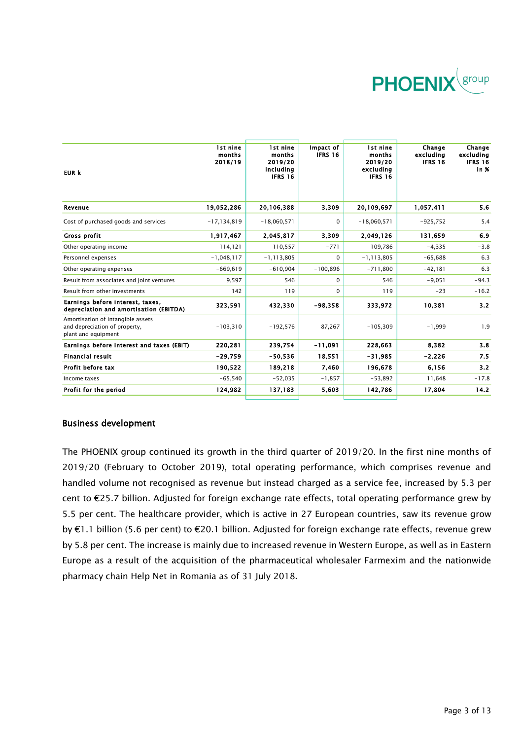| EUR k | 1st nine months 2018/19 | 1st nine months 2019/20 including IFRS 16 | Impact of IFRS 16 | 1st nine months 2019/20 excluding IFRS 16 | Change excluding IFRS 16 | Change excluding IFRS 16 in % |
|---|---|---|---|---|---|---|
| **Revenue** | **19,052,286** | **20,106,388** | **3,309** | **20,109,697** | **1,057,411** | **5.6** |
| Cost of purchased goods and services | -17,134,819 | -18,060,571 | 0 | -18,060,571 | -925,752 | 5.4 |
| **Gross profit** | **1,917,467** | **2,045,817** | **3,309** | **2,049,126** | **131,659** | **6.9** |
| Other operating income | 114,121 | 110,557 | -771 | 109,786 | -4,335 | -3.8 |
| Personnel expenses | -1,048,117 | -1,113,805 | 0 | -1,113,805 | -65,688 | 6.3 |
| Other operating expenses | -669,619 | -610,904 | -100,896 | -711,800 | -42,181 | 6.3 |
| Result from associates and joint ventures | 9,597 | 546 | 0 | 546 | -9,051 | -94.3 |
| Result from other investments | 142 | 119 | 0 | 119 | -23 | -16.2 |
| **Earnings before interest, taxes, depreciation and amortisation (EBITDA)** | **323,591** | **432,330** | **-98,358** | **333,972** | **10,381** | **3.2** |
| Amortisation of intangible assets and depreciation of property, plant and equipment | -103,310 | -192,576 | 87,267 | -105,309 | -1,999 | 1.9 |
| **Earnings before interest and taxes (EBIT)** | **220,281** | **239,754** | **-11,091** | **228,663** | **8,382** | **3.8** |
| **Financial result** | **-29,759** | **-50,536** | **18,551** | **-31,985** | **-2,226** | **7.5** |
| **Profit before tax** | **190,522** | **189,218** | **7,460** | **196,678** | **6,156** | **3.2** |
| Income taxes | -65,540 | -52,035 | -1,857 | -53,892 | 11,648 | -17.8 |
| **Profit for the period** | **124,982** | **137,183** | **5,603** | **142,786** | **17,804** | **14.2** |

## Business development

The PHOENIX group continued its growth in the third quarter of 2019/20. In the first nine months of 2019/20 (February to October 2019), total operating performance, which comprises revenue and handled volume not recognised as revenue but instead charged as a service fee, increased by 5.3 per cent to €25.7 billion. Adjusted for foreign exchange rate effects, total operating performance grew by 5.5 per cent. The healthcare provider, which is active in 27 European countries, saw its revenue grow by €1.1 billion (5.6 per cent) to €20.1 billion. Adjusted for foreign exchange rate effects, revenue grew by 5.8 per cent. The increase is mainly due to increased revenue in Western Europe, as well as in Eastern Europe as a result of the acquisition of the pharmaceutical wholesaler Farmexim and the nationwide pharmacy chain Help Net in Romania as of 31 July 2018.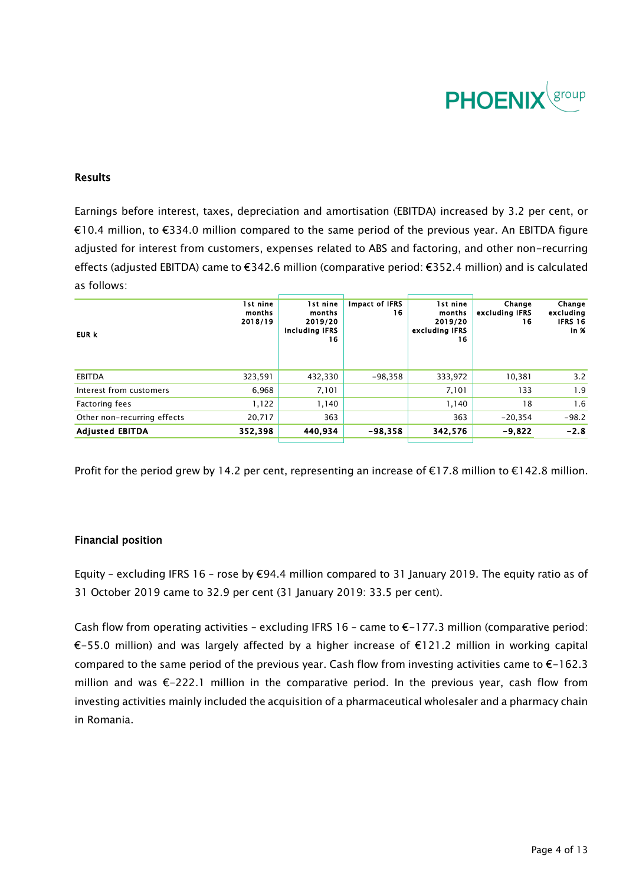## Results

Earnings before interest, taxes, depreciation and amortisation (EBITDA) increased by 3.2 per cent, or €10.4 million, to €334.0 million compared to the same period of the previous year. An EBITDA figure adjusted for interest from customers, expenses related to ABS and factoring, and other non-recurring effects (adjusted EBITDA) came to €342.6 million (comparative period: €352.4 million) and is calculated as follows:

| EUR k | 1st nine months 2018/19 | 1st nine months 2019/20 including IFRS 16 | Impact of IFRS 16 | 1st nine months 2019/20 excluding IFRS 16 | Change excluding IFRS 16 | Change excluding IFRS 16 in % |
|---|---|---|---|---|---|---|
| EBITDA | 323,591 | 432,330 | -98,358 | 333,972 | 10,381 | 3.2 |
| Interest from customers | 6,968 | 7,101 | | 7,101 | 133 | 1.9 |
| Factoring fees | 1,122 | 1,140 | | 1,140 | 18 | 1.6 |
| Other non-recurring effects | 20,717 | 363 | | 363 | -20,354 | -98.2 |
| **Adjusted EBITDA** | **352,398** | **440,934** | **-98,358** | **342,576** | **-9,822** | **-2.8** |

Profit for the period grew by 14.2 per cent, representing an increase of €17.8 million to €142.8 million.

## Financial position

Equity – excluding IFRS 16 – rose by €94.4 million compared to 31 January 2019. The equity ratio as of 31 October 2019 came to 32.9 per cent (31 January 2019: 33.5 per cent).

Cash flow from operating activities – excluding IFRS 16 – came to €-177.3 million (comparative period: €-55.0 million) and was largely affected by a higher increase of €121.2 million in working capital compared to the same period of the previous year. Cash flow from investing activities came to €-162.3 million and was €-222.1 million in the comparative period. In the previous year, cash flow from investing activities mainly included the acquisition of a pharmaceutical wholesaler and a pharmacy chain in Romania.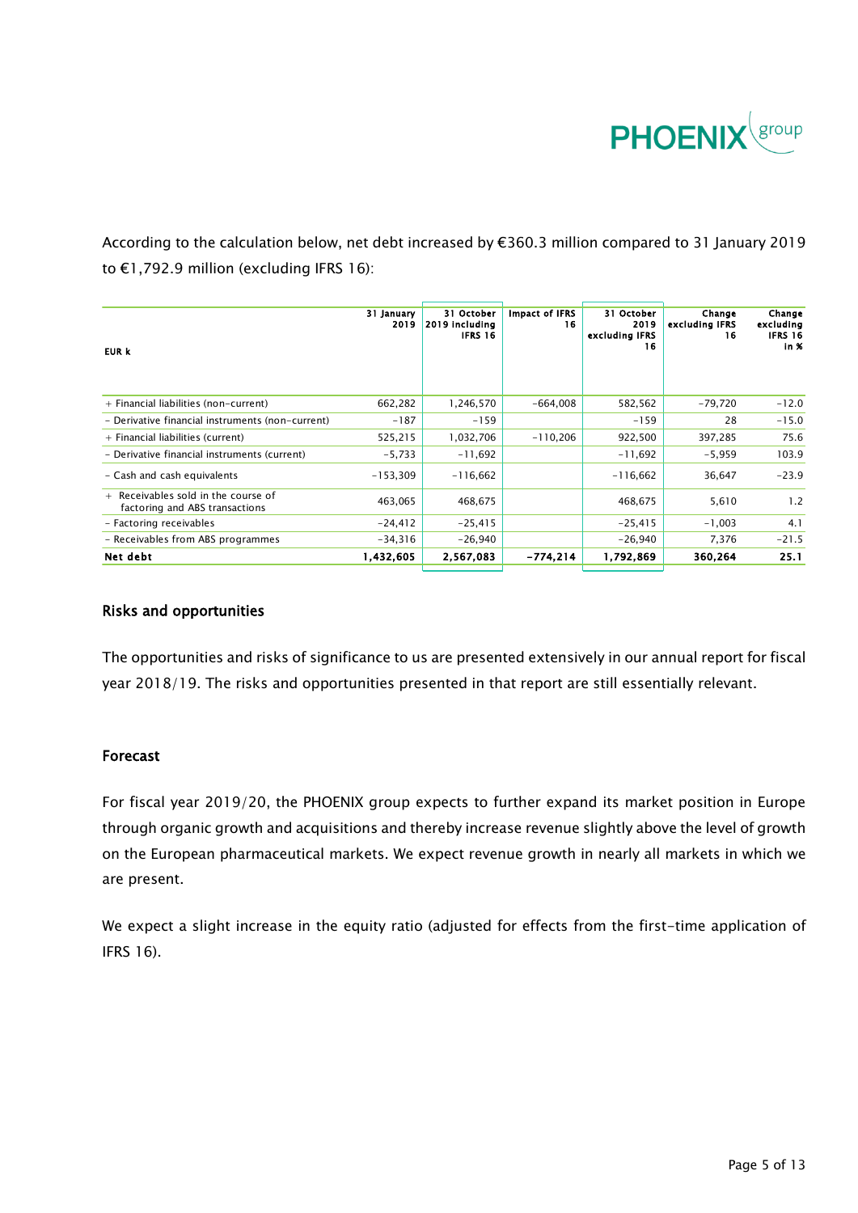According to the calculation below, net debt increased by €360.3 million compared to 31 January 2019 to €1,792.9 million (excluding IFRS 16):

| EUR k | 31 January 2019 | 31 October 2019 including IFRS 16 | Impact of IFRS 16 | 31 October 2019 excluding IFRS 16 | Change excluding IFRS 16 | Change excluding IFRS 16 in % |
|---|---|---|---|---|---|---|
| + Financial liabilities (non-current) | 662,282 | 1,246,570 | -664,008 | 582,562 | -79,720 | -12.0 |
| - Derivative financial instruments (non-current) | -187 | -159 | | -159 | 28 | -15.0 |
| + Financial liabilities (current) | 525,215 | 1,032,706 | -110,206 | 922,500 | 397,285 | 75.6 |
| - Derivative financial instruments (current) | -5,733 | -11,692 | | -11,692 | -5,959 | 103.9 |
| - Cash and cash equivalents | -153,309 | -116,662 | | -116,662 | 36,647 | -23.9 |
| + Receivables sold in the course of factoring and ABS transactions | 463,065 | 468,675 | | 468,675 | 5,610 | 1.2 |
| - Factoring receivables | -24,412 | -25,415 | | -25,415 | -1,003 | 4.1 |
| - Receivables from ABS programmes | -34,316 | -26,940 | | -26,940 | 7,376 | -21.5 |
| **Net debt** | **1,432,605** | **2,567,083** | **-774,214** | **1,792,869** | **360,264** | **25.1** |

## Risks and opportunities

The opportunities and risks of significance to us are presented extensively in our annual report for fiscal year 2018/19. The risks and opportunities presented in that report are still essentially relevant.

## Forecast

For fiscal year 2019/20, the PHOENIX group expects to further expand its market position in Europe through organic growth and acquisitions and thereby increase revenue slightly above the level of growth on the European pharmaceutical markets. We expect revenue growth in nearly all markets in which we are present.

We expect a slight increase in the equity ratio (adjusted for effects from the first-time application of IFRS 16).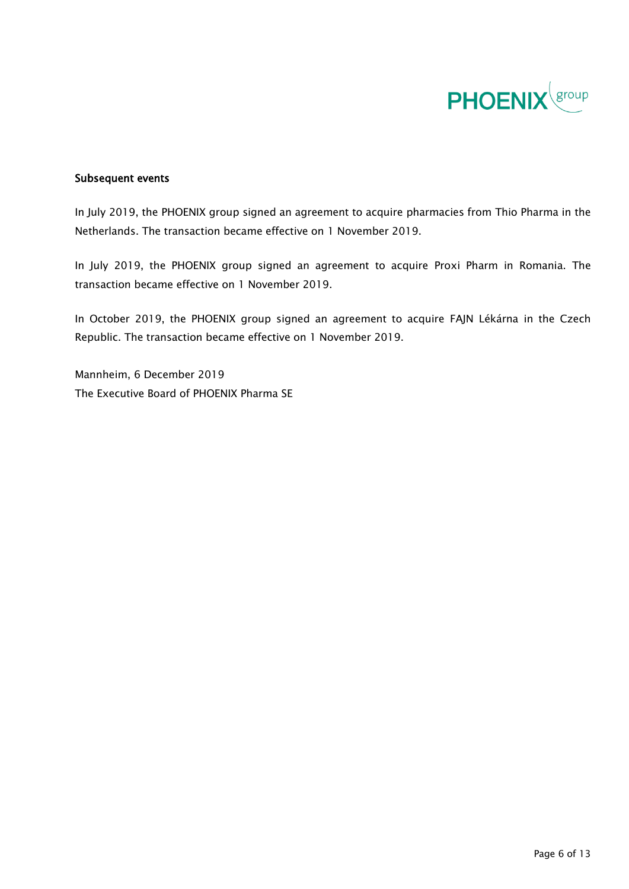## Subsequent events

In July 2019, the PHOENIX group signed an agreement to acquire pharmacies from Thio Pharma in the Netherlands. The transaction became effective on 1 November 2019.

In July 2019, the PHOENIX group signed an agreement to acquire Proxi Pharm in Romania. The transaction became effective on 1 November 2019.

In October 2019, the PHOENIX group signed an agreement to acquire FAJN Lékárna in the Czech Republic. The transaction became effective on 1 November 2019.

Mannheim, 6 December 2019
The Executive Board of PHOENIX Pharma SE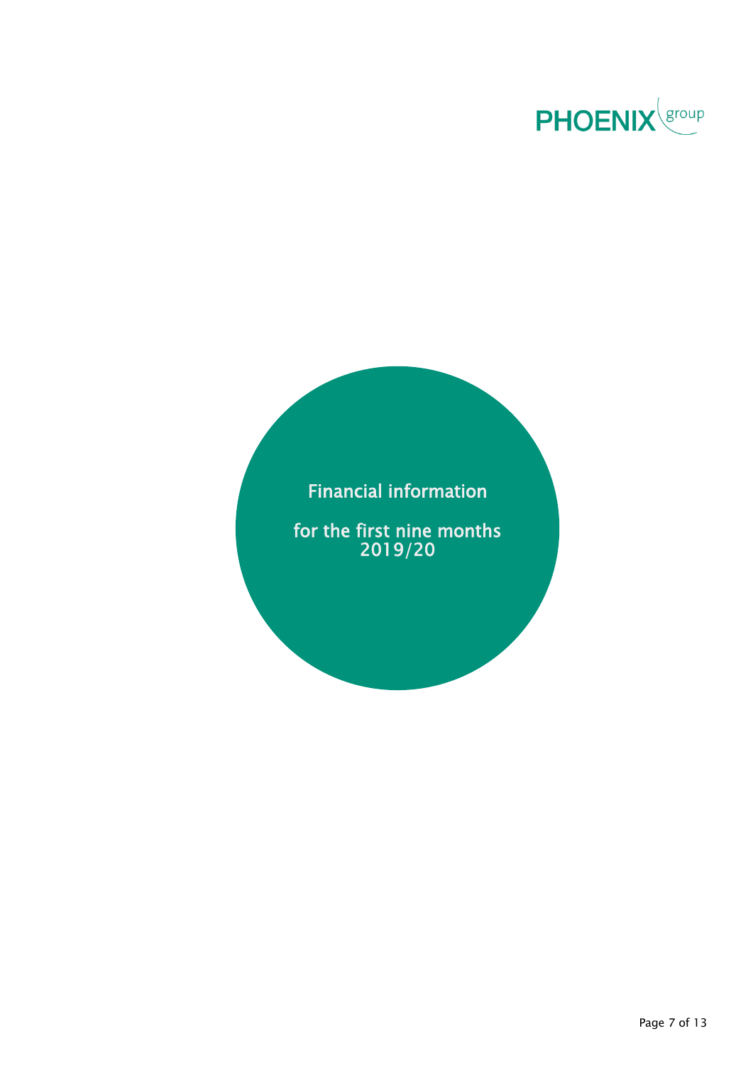PHOENIX group

# Financial information

## for the first nine months 2019/20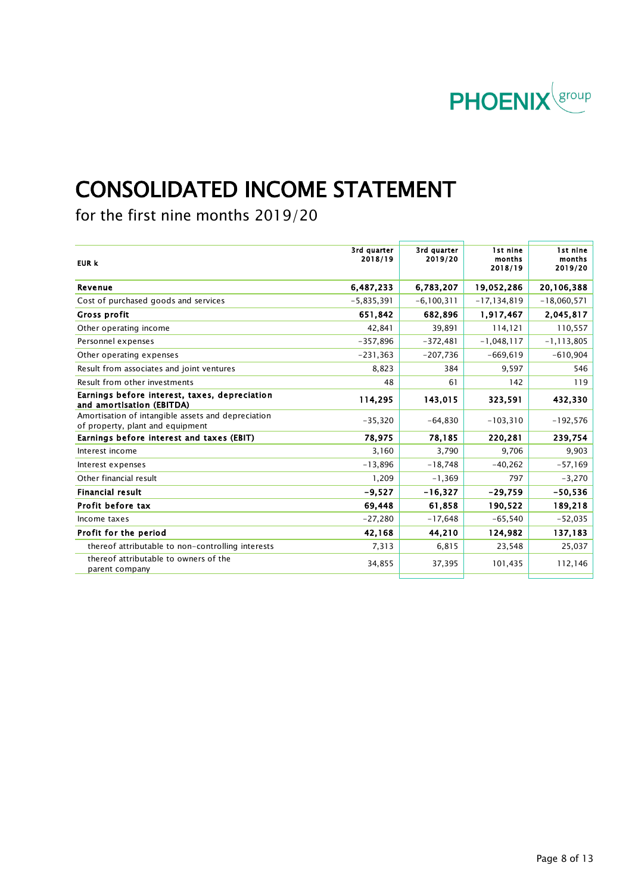# CONSOLIDATED INCOME STATEMENT

for the first nine months 2019/20

| EUR k | 3rd quarter 2018/19 | 3rd quarter 2019/20 | 1st nine months 2018/19 | 1st nine months 2019/20 |
|---|---|---|---|---|
| **Revenue** | **6,487,233** | **6,783,207** | **19,052,286** | **20,106,388** |
| Cost of purchased goods and services | -5,835,391 | -6,100,311 | -17,134,819 | -18,060,571 |
| **Gross profit** | **651,842** | **682,896** | **1,917,467** | **2,045,817** |
| Other operating income | 42,841 | 39,891 | 114,121 | 110,557 |
| Personnel expenses | -357,896 | -372,481 | -1,048,117 | -1,113,805 |
| Other operating expenses | -231,363 | -207,736 | -669,619 | -610,904 |
| Result from associates and joint ventures | 8,823 | 384 | 9,597 | 546 |
| Result from other investments | 48 | 61 | 142 | 119 |
| **Earnings before interest, taxes, depreciation and amortisation (EBITDA)** | **114,295** | **143,015** | **323,591** | **432,330** |
| Amortisation of intangible assets and depreciation of property, plant and equipment | -35,320 | -64,830 | -103,310 | -192,576 |
| **Earnings before interest and taxes (EBIT)** | **78,975** | **78,185** | **220,281** | **239,754** |
| Interest income | 3,160 | 3,790 | 9,706 | 9,903 |
| Interest expenses | -13,896 | -18,748 | -40,262 | -57,169 |
| Other financial result | 1,209 | -1,369 | 797 | -3,270 |
| **Financial result** | **-9,527** | **-16,327** | **-29,759** | **-50,536** |
| **Profit before tax** | **69,448** | **61,858** | **190,522** | **189,218** |
| Income taxes | -27,280 | -17,648 | -65,540 | -52,035 |
| **Profit for the period** | **42,168** | **44,210** | **124,982** | **137,183** |
| thereof attributable to non-controlling interests | 7,313 | 6,815 | 23,548 | 25,037 |
| thereof attributable to owners of the parent company | 34,855 | 37,395 | 101,435 | 112,146 |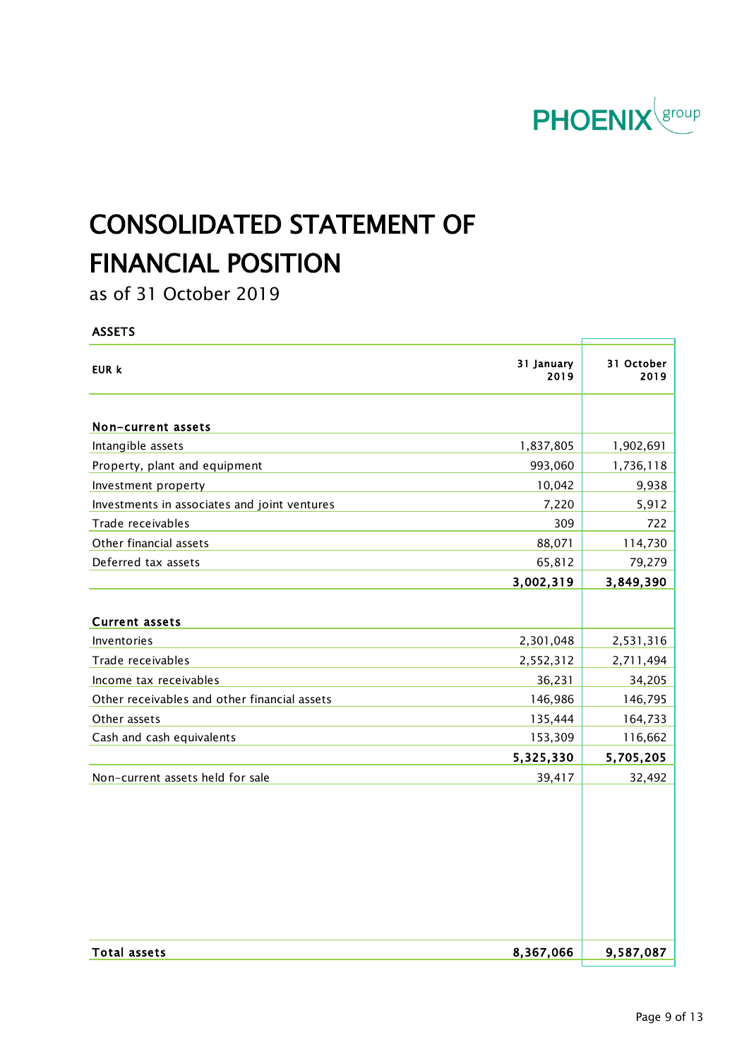# CONSOLIDATED STATEMENT OF FINANCIAL POSITION

as of 31 October 2019

ASSETS

| EUR k | 31 January 2019 | 31 October 2019 |
|---|---|---|
| **Non-current assets** | | |
| Intangible assets | 1,837,805 | 1,902,691 |
| Property, plant and equipment | 993,060 | 1,736,118 |
| Investment property | 10,042 | 9,938 |
| Investments in associates and joint ventures | 7,220 | 5,912 |
| Trade receivables | 309 | 722 |
| Other financial assets | 88,071 | 114,730 |
| Deferred tax assets | 65,812 | 79,279 |
| | **3,002,319** | **3,849,390** |
| **Current assets** | | |
| Inventories | 2,301,048 | 2,531,316 |
| Trade receivables | 2,552,312 | 2,711,494 |
| Income tax receivables | 36,231 | 34,205 |
| Other receivables and other financial assets | 146,986 | 146,795 |
| Other assets | 135,444 | 164,733 |
| Cash and cash equivalents | 153,309 | 116,662 |
| | **5,325,330** | **5,705,205** |
| Non-current assets held for sale | 39,417 | 32,492 |
| **Total assets** | **8,367,066** | **9,587,087** |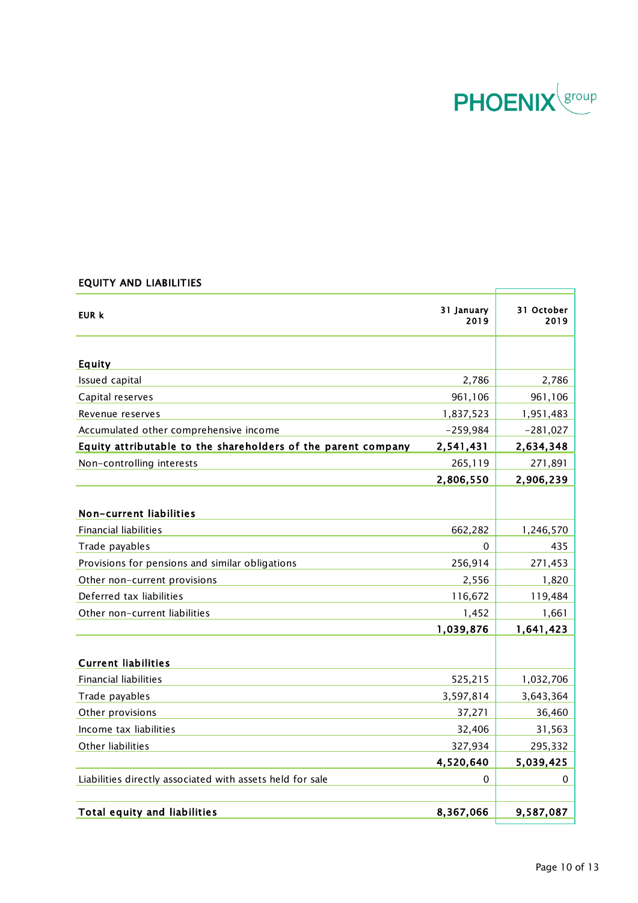## EQUITY AND LIABILITIES

| EUR k | 31 January 2019 | 31 October 2019 |
|---|---|---|
| **Equity** | | |
| Issued capital | 2,786 | 2,786 |
| Capital reserves | 961,106 | 961,106 |
| Revenue reserves | 1,837,523 | 1,951,483 |
| Accumulated other comprehensive income | -259,984 | -281,027 |
| **Equity attributable to the shareholders of the parent company** | **2,541,431** | **2,634,348** |
| Non-controlling interests | 265,119 | 271,891 |
| | **2,806,550** | **2,906,239** |
| **Non-current liabilities** | | |
| Financial liabilities | 662,282 | 1,246,570 |
| Trade payables | 0 | 435 |
| Provisions for pensions and similar obligations | 256,914 | 271,453 |
| Other non-current provisions | 2,556 | 1,820 |
| Deferred tax liabilities | 116,672 | 119,484 |
| Other non-current liabilities | 1,452 | 1,661 |
| | **1,039,876** | **1,641,423** |
| **Current liabilities** | | |
| Financial liabilities | 525,215 | 1,032,706 |
| Trade payables | 3,597,814 | 3,643,364 |
| Other provisions | 37,271 | 36,460 |
| Income tax liabilities | 32,406 | 31,563 |
| Other liabilities | 327,934 | 295,332 |
| | **4,520,640** | **5,039,425** |
| Liabilities directly associated with assets held for sale | 0 | 0 |
| **Total equity and liabilities** | **8,367,066** | **9,587,087** |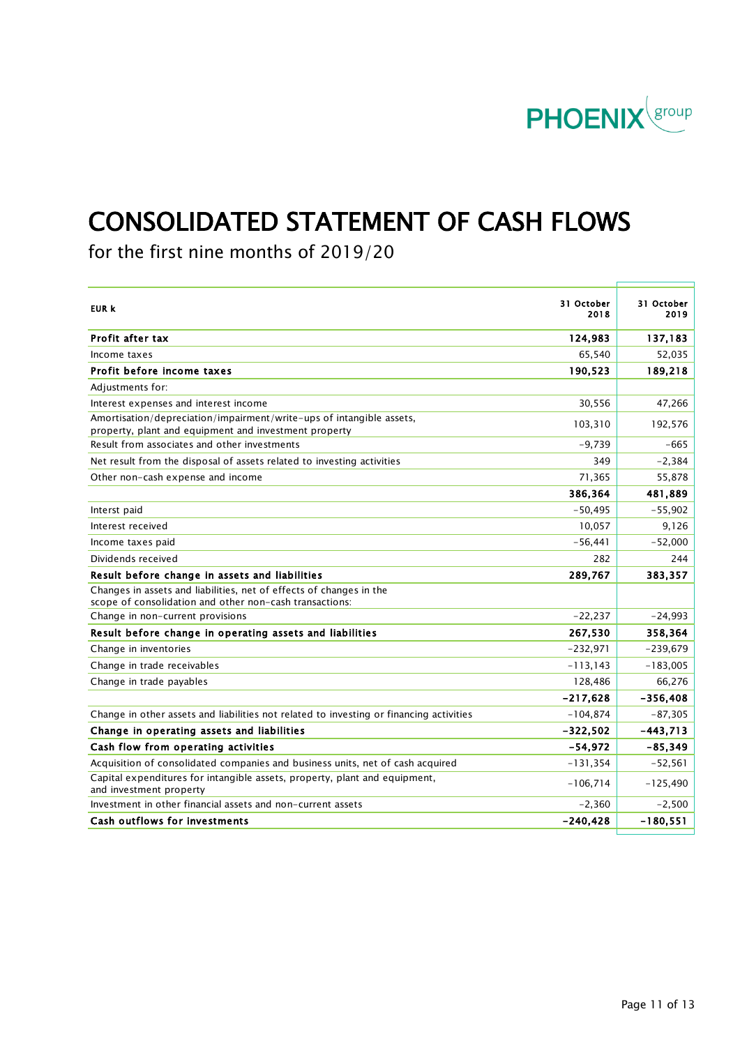# CONSOLIDATED STATEMENT OF CASH FLOWS

for the first nine months of 2019/20

| EUR k | 31 October 2018 | 31 October 2019 |
|---|---|---|
| **Profit after tax** | **124,983** | **137,183** |
| Income taxes | 65,540 | 52,035 |
| **Profit before income taxes** | **190,523** | **189,218** |
| Adjustments for: | | |
| Interest expenses and interest income | 30,556 | 47,266 |
| Amortisation/depreciation/impairment/write-ups of intangible assets, property, plant and equipment and investment property | 103,310 | 192,576 |
| Result from associates and other investments | -9,739 | -665 |
| Net result from the disposal of assets related to investing activities | 349 | -2,384 |
| Other non-cash expense and income | 71,365 | 55,878 |
| | **386,364** | **481,889** |
| Interst paid | -50,495 | -55,902 |
| Interest received | 10,057 | 9,126 |
| Income taxes paid | -56,441 | -52,000 |
| Dividends received | 282 | 244 |
| **Result before change in assets and liabilities** | **289,767** | **383,357** |
| Changes in assets and liabilities, net of effects of changes in the scope of consolidation and other non-cash transactions: | | |
| Change in non-current provisions | -22,237 | -24,993 |
| **Result before change in operating assets and liabilities** | **267,530** | **358,364** |
| Change in inventories | -232,971 | -239,679 |
| Change in trade receivables | -113,143 | -183,005 |
| Change in trade payables | 128,486 | 66,276 |
| | **-217,628** | **-356,408** |
| Change in other assets and liabilities not related to investing or financing activities | -104,874 | -87,305 |
| **Change in operating assets and liabilities** | **-322,502** | **-443,713** |
| **Cash flow from operating activities** | **-54,972** | **-85,349** |
| Acquisition of consolidated companies and business units, net of cash acquired | -131,354 | -52,561 |
| Capital expenditures for intangible assets, property, plant and equipment, and investment property | -106,714 | -125,490 |
| Investment in other financial assets and non-current assets | -2,360 | -2,500 |
| **Cash outflows for investments** | **-240,428** | **-180,551** |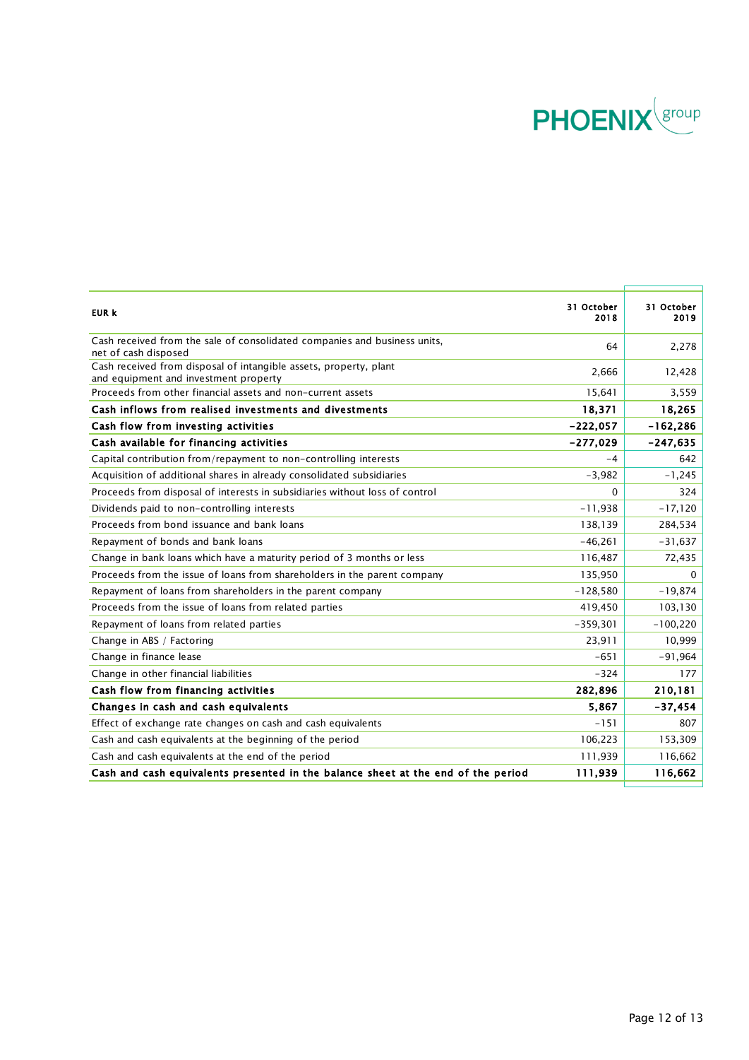| EUR k | 31 October 2018 | 31 October 2019 |
|---|---|---|
| Cash received from the sale of consolidated companies and business units, net of cash disposed | 64 | 2,278 |
| Cash received from disposal of intangible assets, property, plant and equipment and investment property | 2,666 | 12,428 |
| Proceeds from other financial assets and non-current assets | 15,641 | 3,559 |
| **Cash inflows from realised investments and divestments** | **18,371** | **18,265** |
| **Cash flow from investing activities** | **-222,057** | **-162,286** |
| **Cash available for financing activities** | **-277,029** | **-247,635** |
| Capital contribution from/repayment to non-controlling interests | -4 | 642 |
| Acquisition of additional shares in already consolidated subsidiaries | -3,982 | -1,245 |
| Proceeds from disposal of interests in subsidiaries without loss of control | 0 | 324 |
| Dividends paid to non-controlling interests | -11,938 | -17,120 |
| Proceeds from bond issuance and bank loans | 138,139 | 284,534 |
| Repayment of bonds and bank loans | -46,261 | -31,637 |
| Change in bank loans which have a maturity period of 3 months or less | 116,487 | 72,435 |
| Proceeds from the issue of loans from shareholders in the parent company | 135,950 | 0 |
| Repayment of loans from shareholders in the parent company | -128,580 | -19,874 |
| Proceeds from the issue of loans from related parties | 419,450 | 103,130 |
| Repayment of loans from related parties | -359,301 | -100,220 |
| Change in ABS / Factoring | 23,911 | 10,999 |
| Change in finance lease | -651 | -91,964 |
| Change in other financial liabilities | -324 | 177 |
| **Cash flow from financing activities** | **282,896** | **210,181** |
| **Changes in cash and cash equivalents** | **5,867** | **-37,454** |
| Effect of exchange rate changes on cash and cash equivalents | -151 | 807 |
| Cash and cash equivalents at the beginning of the period | 106,223 | 153,309 |
| Cash and cash equivalents at the end of the period | 111,939 | 116,662 |
| **Cash and cash equivalents presented in the balance sheet at the end of the period** | **111,939** | **116,662** |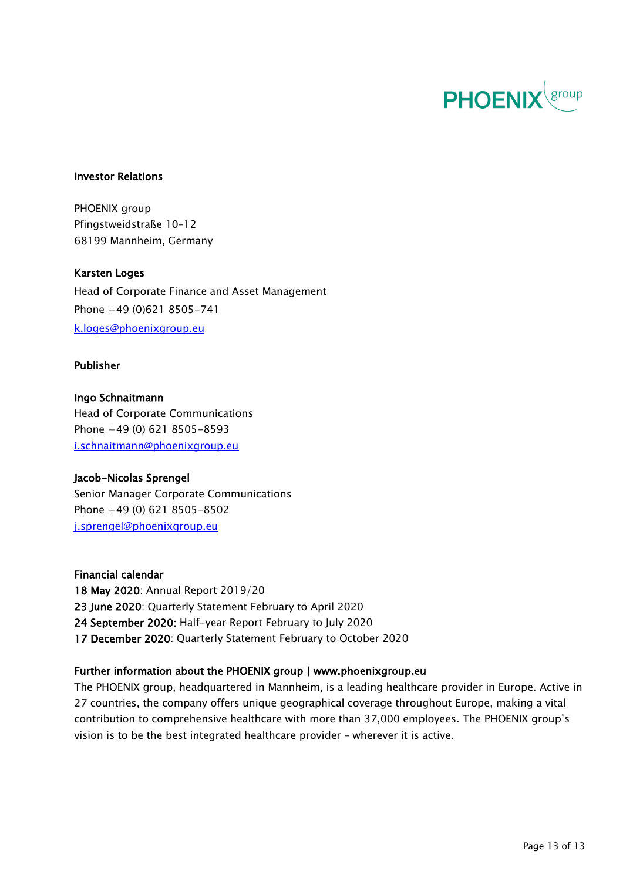**Investor Relations**

PHOENIX group
Pfingstweidstraße 10-12
68199 Mannheim, Germany

**Karsten Loges**
Head of Corporate Finance and Asset Management
Phone +49 (0)621 8505-741
k.loges@phoenixgroup.eu

**Publisher**

**Ingo Schnaitmann**
Head of Corporate Communications
Phone +49 (0) 621 8505-8593
i.schnaitmann@phoenixgroup.eu

**Jacob-Nicolas Sprengel**
Senior Manager Corporate Communications
Phone +49 (0) 621 8505-8502
j.sprengel@phoenixgroup.eu

**Financial calendar**
**18 May 2020**: Annual Report 2019/20
**23 June 2020**: Quarterly Statement February to April 2020
**24 September 2020:** Half-year Report February to July 2020
**17 December 2020**: Quarterly Statement February to October 2020

**Further information about the PHOENIX group | www.phoenixgroup.eu**
The PHOENIX group, headquartered in Mannheim, is a leading healthcare provider in Europe. Active in 27 countries, the company offers unique geographical coverage throughout Europe, making a vital contribution to comprehensive healthcare with more than 37,000 employees. The PHOENIX group's vision is to be the best integrated healthcare provider – wherever it is active.